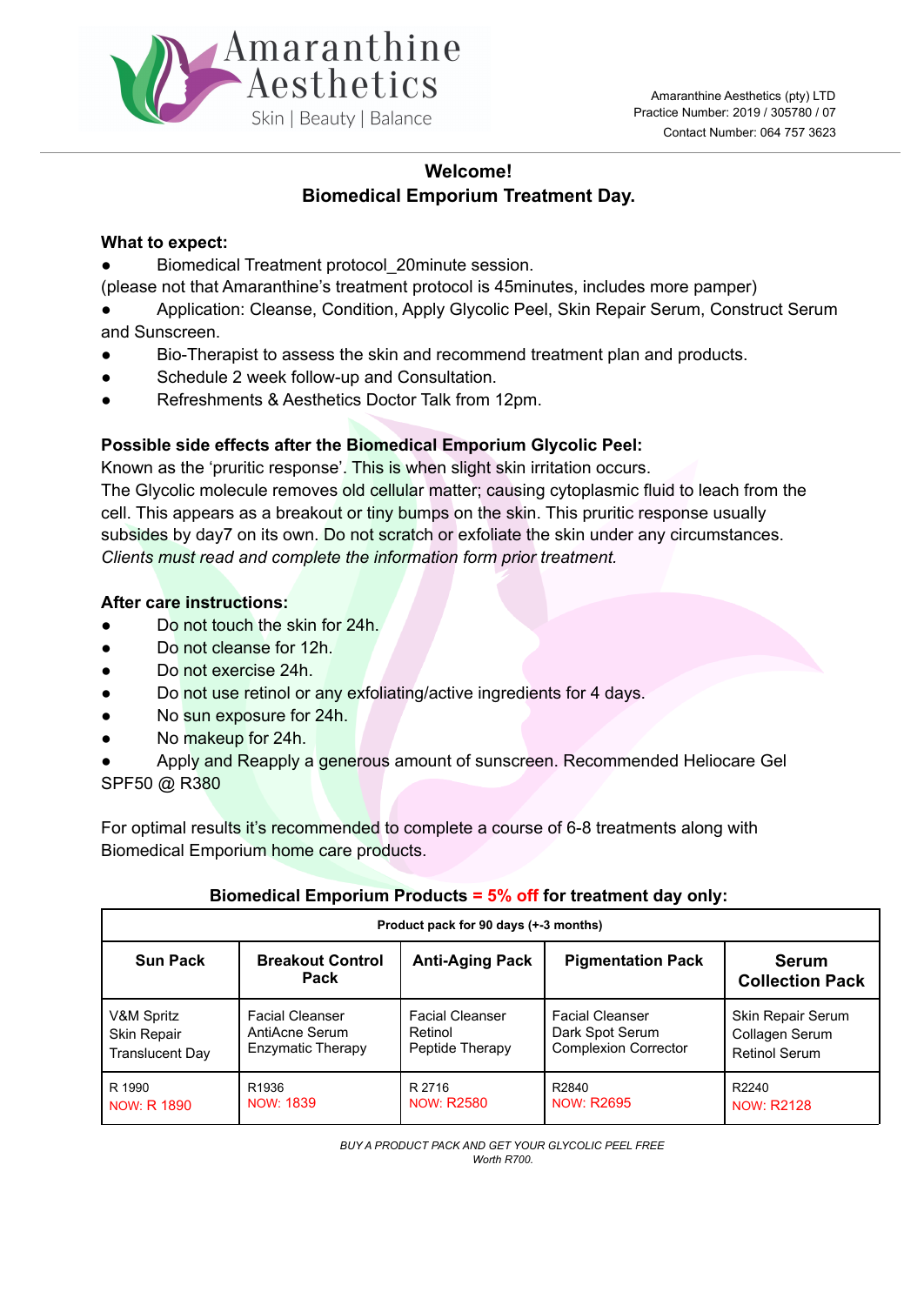Amaranthine Aesthetics
Skin | Beauty | Balance

Amaranthine Aesthetics (pty) LTD
Practice Number: 2019 / 305780 / 07
Contact Number: 064 757 3623

## Welcome!
## Biomedical Emporium Treatment Day.

**What to expect:**

- Biomedical Treatment protocol_20minute session.

(please not that Amaranthine's treatment protocol is 45minutes, includes more pamper)

- Application: Cleanse, Condition, Apply Glycolic Peel, Skin Repair Serum, Construct Serum and Sunscreen.
- Bio-Therapist to assess the skin and recommend treatment plan and products.
- Schedule 2 week follow-up and Consultation.
- Refreshments & Aesthetics Doctor Talk from 12pm.

**Possible side effects after the Biomedical Emporium Glycolic Peel:**

Known as the 'pruritic response'. This is when slight skin irritation occurs.
The Glycolic molecule removes old cellular matter; causing cytoplasmic fluid to leach from the cell. This appears as a breakout or tiny bumps on the skin. This pruritic response usually subsides by day7 on its own. Do not scratch or exfoliate the skin under any circumstances.
*Clients must read and complete the information form prior treatment.*

**After care instructions:**

- Do not touch the skin for 24h.
- Do not cleanse for 12h.
- Do not exercise 24h.
- Do not use retinol or any exfoliating/active ingredients for 4 days.
- No sun exposure for 24h.
- No makeup for 24h.
- Apply and Reapply a generous amount of sunscreen. Recommended Heliocare Gel SPF50 @ R380

For optimal results it's recommended to complete a course of 6-8 treatments along with Biomedical Emporium home care products.

**Biomedical Emporium Products = 5% off for treatment day only:**

| Product pack for 90 days (+-3 months) | | | | |
|---|---|---|---|---|
| **Sun Pack** | **Breakout Control Pack** | **Anti-Aging Pack** | **Pigmentation Pack** | **Serum Collection Pack** |
| V&M Spritz<br>Skin Repair<br>Translucent Day | Facial Cleanser<br>AntiAcne Serum<br>Enzymatic Therapy | Facial Cleanser<br>Retinol<br>Peptide Therapy | Facial Cleanser<br>Dark Spot Serum<br>Complexion Corrector | Skin Repair Serum<br>Collagen Serum<br>Retinol Serum |
| R 1990<br>NOW: R 1890 | R1936<br>NOW: 1839 | R 2716<br>NOW: R2580 | R2840<br>NOW: R2695 | R2240<br>NOW: R2128 |

*BUY A PRODUCT PACK AND GET YOUR GLYCOLIC PEEL FREE*
*Worth R700.*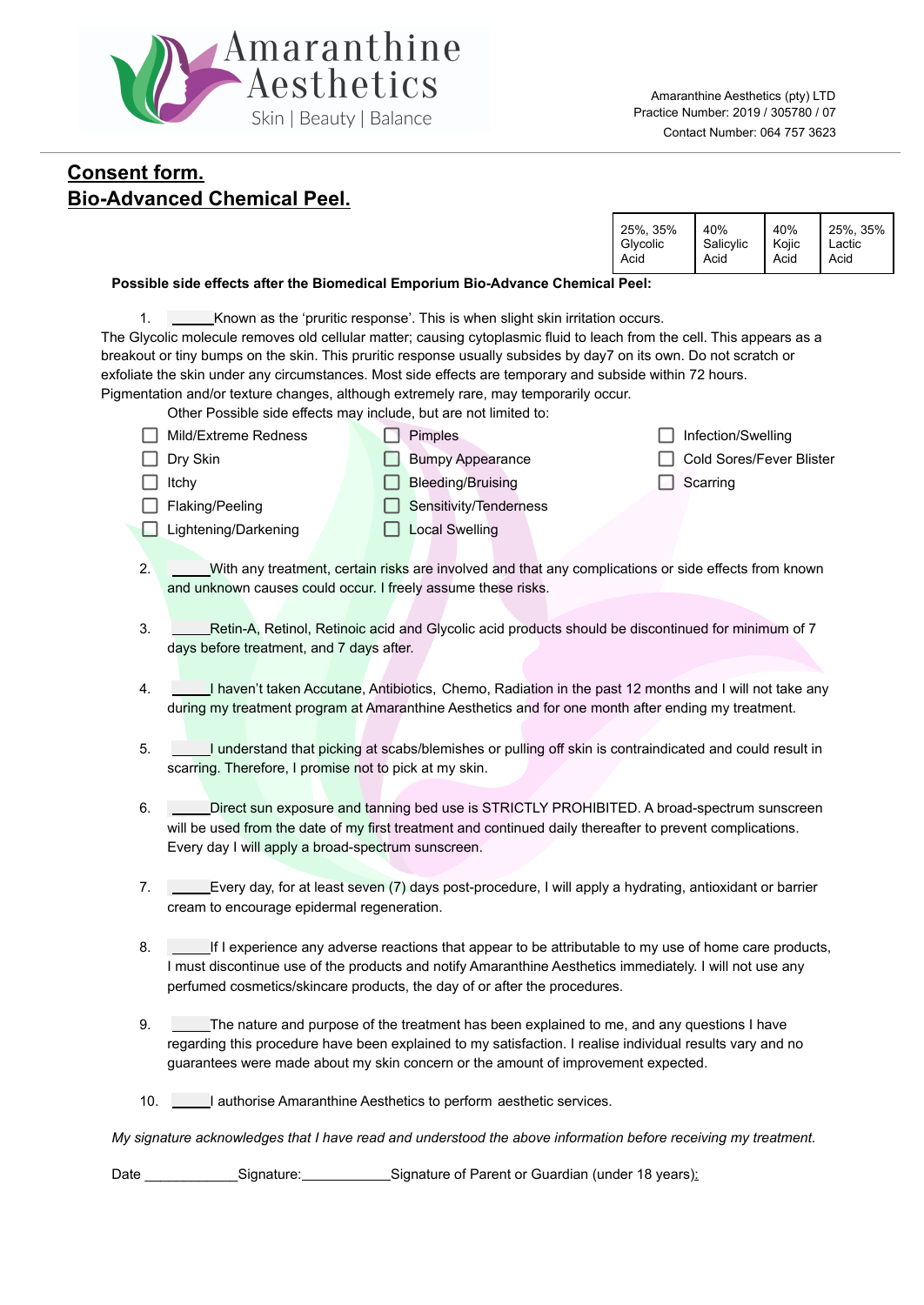Amaranthine Aesthetics

Skin | Beauty | Balance

Amaranthine Aesthetics (pty) LTD
Practice Number: 2019 / 305780 / 07
Contact Number: 064 757 3623

# Consent form.
# Bio-Advanced Chemical Peel.

| | | | |
|---|---|---|---|
| 25%, 35% Glycolic Acid | 40% Salicylic Acid | 40% Kojic Acid | 25%, 35% Lactic Acid |

**Possible side effects after the Biomedical Emporium Bio-Advance Chemical Peel:**

1. _____Known as the 'pruritic response'. This is when slight skin irritation occurs.

The Glycolic molecule removes old cellular matter; causing cytoplasmic fluid to leach from the cell. This appears as a breakout or tiny bumps on the skin. This pruritic response usually subsides by day7 on its own. Do not scratch or exfoliate the skin under any circumstances. Most side effects are temporary and subside within 72 hours. Pigmentation and/or texture changes, although extremely rare, may temporarily occur.

Other Possible side effects may include, but are not limited to:

- ☐ Mild/Extreme Redness
- ☐ Dry Skin
- ☐ Itchy
- ☐ Flaking/Peeling
- ☐ Lightening/Darkening
- ☐ Pimples
- ☐ Bumpy Appearance
- ☐ Bleeding/Bruising
- ☐ Sensitivity/Tenderness
- ☐ Local Swelling
- ☐ Infection/Swelling
- ☐ Cold Sores/Fever Blister
- ☐ Scarring

2. _____With any treatment, certain risks are involved and that any complications or side effects from known and unknown causes could occur. I freely assume these risks.

3. _____Retin-A, Retinol, Retinoic acid and Glycolic acid products should be discontinued for minimum of 7 days before treatment, and 7 days after.

4. _____I haven't taken Accutane, Antibiotics, Chemo, Radiation in the past 12 months and I will not take any during my treatment program at Amaranthine Aesthetics and for one month after ending my treatment.

5. _____I understand that picking at scabs/blemishes or pulling off skin is contraindicated and could result in scarring. Therefore, I promise not to pick at my skin.

6. _____Direct sun exposure and tanning bed use is STRICTLY PROHIBITED. A broad-spectrum sunscreen will be used from the date of my first treatment and continued daily thereafter to prevent complications. Every day I will apply a broad-spectrum sunscreen.

7. _____Every day, for at least seven (7) days post-procedure, I will apply a hydrating, antioxidant or barrier cream to encourage epidermal regeneration.

8. _____If I experience any adverse reactions that appear to be attributable to my use of home care products, I must discontinue use of the products and notify Amaranthine Aesthetics immediately. I will not use any perfumed cosmetics/skincare products, the day of or after the procedures.

9. _____The nature and purpose of the treatment has been explained to me, and any questions I have regarding this procedure have been explained to my satisfaction. I realise individual results vary and no guarantees were made about my skin concern or the amount of improvement expected.

10. _____I authorise Amaranthine Aesthetics to perform aesthetic services.

*My signature acknowledges that I have read and understood the above information before receiving my treatment.*

Date ____________Signature:____________Signature of Parent or Guardian (under 18 years):